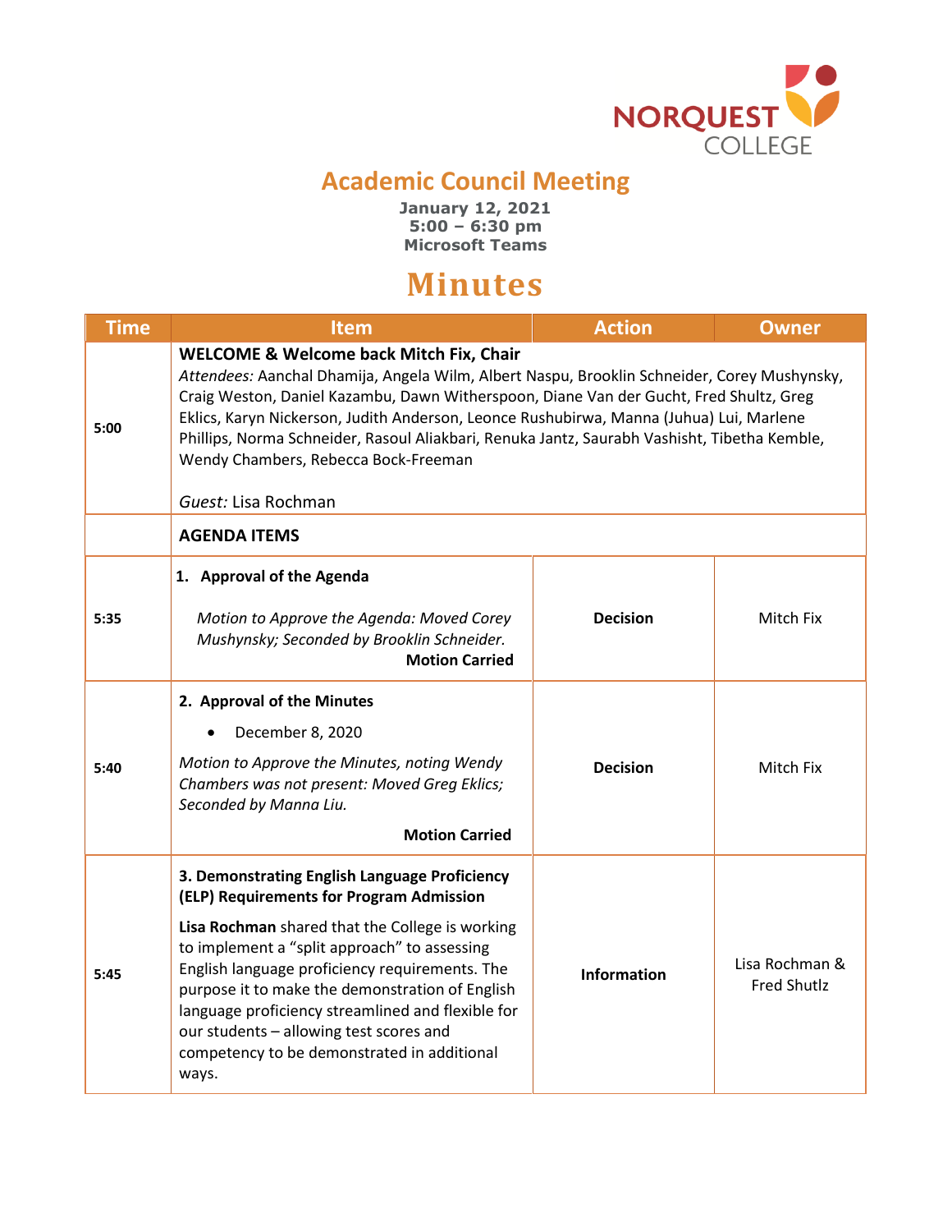NORQUEST COLLEGE

# Academic Council Meeting

**January 12, 2021**
**5:00 – 6:30 pm**
**Microsoft Teams**

# Minutes

| Time | Item | Action | Owner |
|---|---|---|---|
| 5:00 | **WELCOME & Welcome back Mitch Fix, Chair**<br>*Attendees:* Aanchal Dhamija, Angela Wilm, Albert Naspu, Brooklin Schneider, Corey Mushynsky, Craig Weston, Daniel Kazambu, Dawn Witherspoon, Diane Van der Gucht, Fred Shultz, Greg Eklics, Karyn Nickerson, Judith Anderson, Leonce Rushubirwa, Manna (Juhua) Lui, Marlene Phillips, Norma Schneider, Rasoul Aliakbari, Renuka Jantz, Saurabh Vashisht, Tibetha Kemble, Wendy Chambers, Rebecca Bock-Freeman<br><br>*Guest:* Lisa Rochman | | |
| | **AGENDA ITEMS** | | |
| 5:35 | **1. Approval of the Agenda**<br><br>*Motion to Approve the Agenda: Moved Corey Mushynsky; Seconded by Brooklin Schneider.*<br>**Motion Carried** | **Decision** | Mitch Fix |
| 5:40 | **2. Approval of the Minutes**<br>• December 8, 2020<br><br>*Motion to Approve the Minutes, noting Wendy Chambers was not present: Moved Greg Eklics; Seconded by Manna Liu.*<br>**Motion Carried** | **Decision** | Mitch Fix |
| 5:45 | **3. Demonstrating English Language Proficiency (ELP) Requirements for Program Admission**<br><br>**Lisa Rochman** shared that the College is working to implement a "split approach" to assessing English language proficiency requirements. The purpose it to make the demonstration of English language proficiency streamlined and flexible for our students – allowing test scores and competency to be demonstrated in additional ways. | **Information** | Lisa Rochman & Fred Shutlz |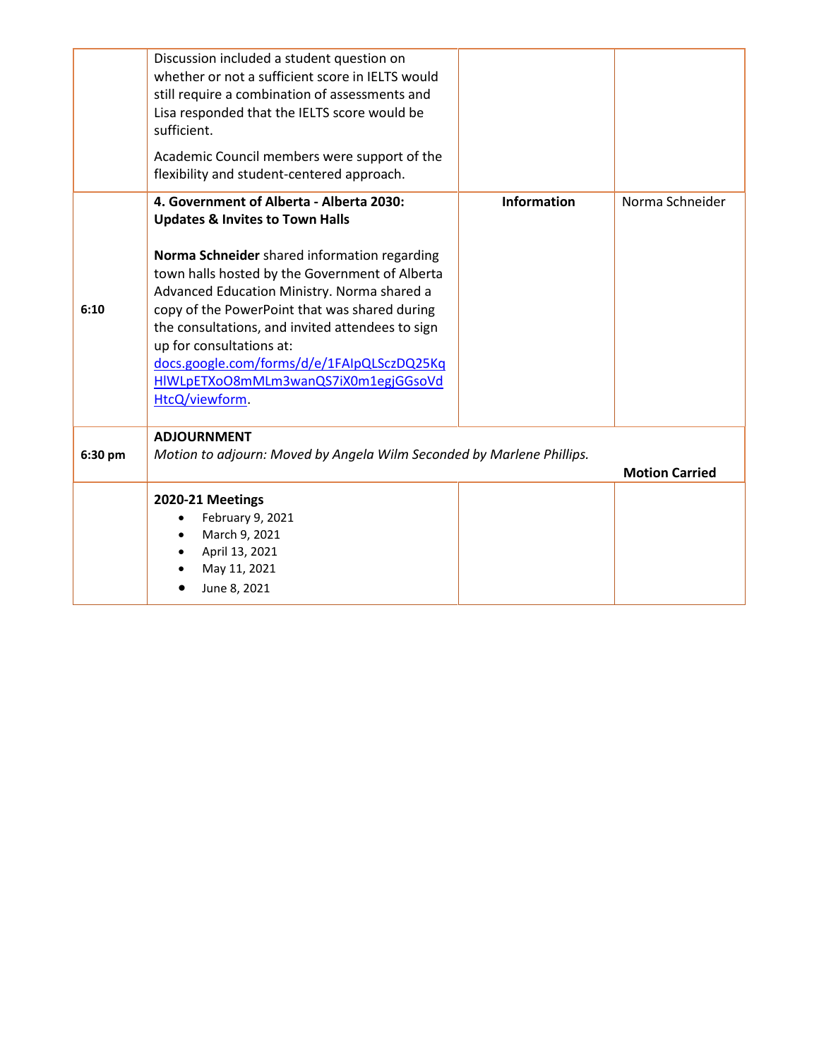| | | | |
|---|---|---|---|
| | Discussion included a student question on whether or not a sufficient score in IELTS would still require a combination of assessments and Lisa responded that the IELTS score would be sufficient.<br><br>Academic Council members were support of the flexibility and student-centered approach. | | |
| 6:10 | **4. Government of Alberta - Alberta 2030: Updates & Invites to Town Halls**<br><br>**Norma Schneider** shared information regarding town halls hosted by the Government of Alberta Advanced Education Ministry. Norma shared a copy of the PowerPoint that was shared during the consultations, and invited attendees to sign up for consultations at: docs.google.com/forms/d/e/1FAIpQLSczDQ25KqHlWLpETXoO8mMLm3wanQS7iX0m1egjGGsoVdHtcQ/viewform. | **Information** | Norma Schneider |
| 6:30 pm | **ADJOURNMENT**<br>*Motion to adjourn: Moved by Angela Wilm Seconded by Marlene Phillips.* | | **Motion Carried** |
| | **2020-21 Meetings**<br>• February 9, 2021<br>• March 9, 2021<br>• April 13, 2021<br>• May 11, 2021<br>• June 8, 2021 | | |